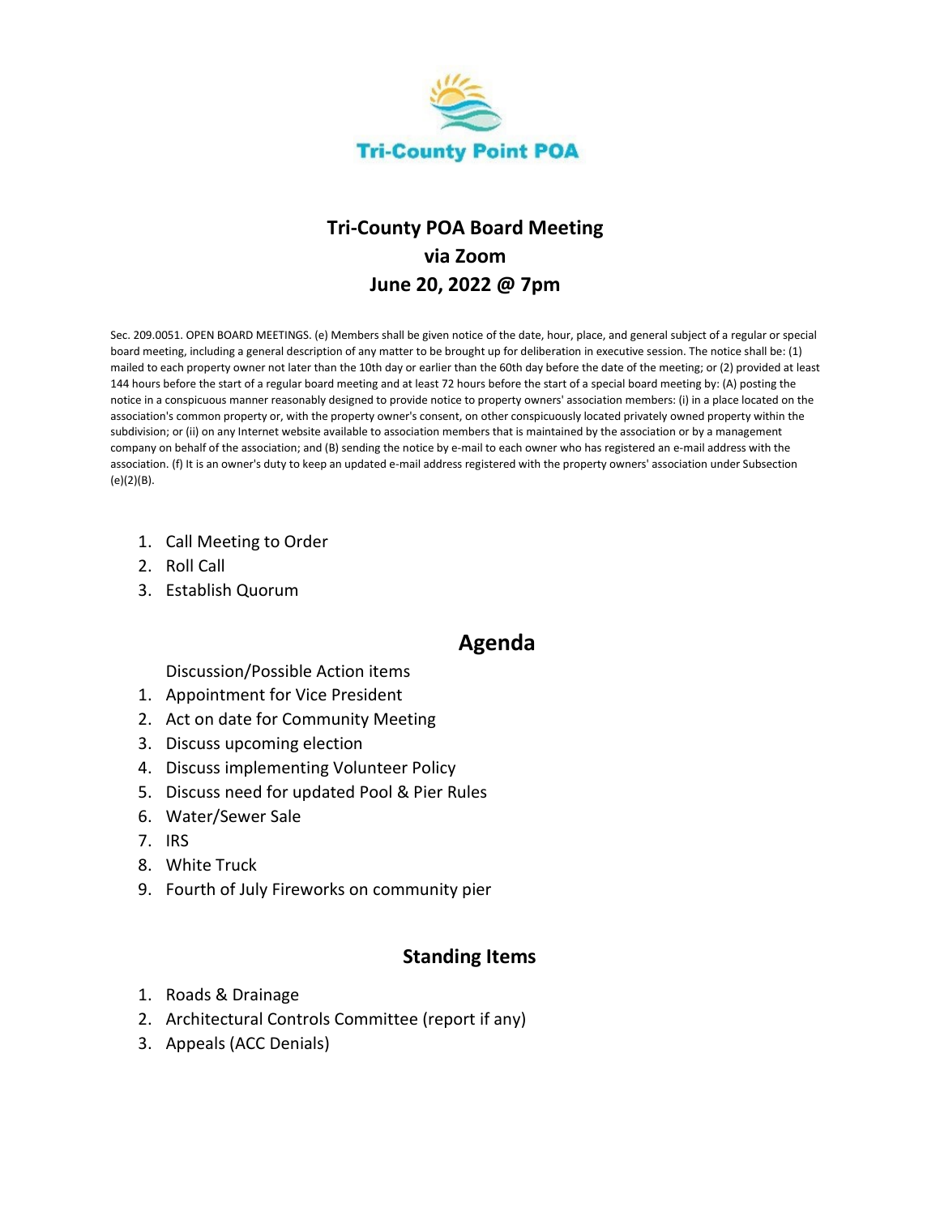Tri-County Point POA

# Tri-County POA Board Meeting
## via Zoom
## June 20, 2022 @ 7pm

Sec. 209.0051. OPEN BOARD MEETINGS. (e) Members shall be given notice of the date, hour, place, and general subject of a regular or special board meeting, including a general description of any matter to be brought up for deliberation in executive session. The notice shall be: (1) mailed to each property owner not later than the 10th day or earlier than the 60th day before the date of the meeting; or (2) provided at least 144 hours before the start of a regular board meeting and at least 72 hours before the start of a special board meeting by: (A) posting the notice in a conspicuous manner reasonably designed to provide notice to property owners' association members: (i) in a place located on the association's common property or, with the property owner's consent, on other conspicuously located privately owned property within the subdivision; or (ii) on any Internet website available to association members that is maintained by the association or by a management company on behalf of the association; and (B) sending the notice by e-mail to each owner who has registered an e-mail address with the association. (f) It is an owner's duty to keep an updated e-mail address registered with the property owners' association under Subsection (e)(2)(B).

1. Call Meeting to Order
2. Roll Call
3. Establish Quorum

## Agenda

Discussion/Possible Action items

1. Appointment for Vice President
2. Act on date for Community Meeting
3. Discuss upcoming election
4. Discuss implementing Volunteer Policy
5. Discuss need for updated Pool & Pier Rules
6. Water/Sewer Sale
7. IRS
8. White Truck
9. Fourth of July Fireworks on community pier

### Standing Items

1. Roads & Drainage
2. Architectural Controls Committee (report if any)
3. Appeals (ACC Denials)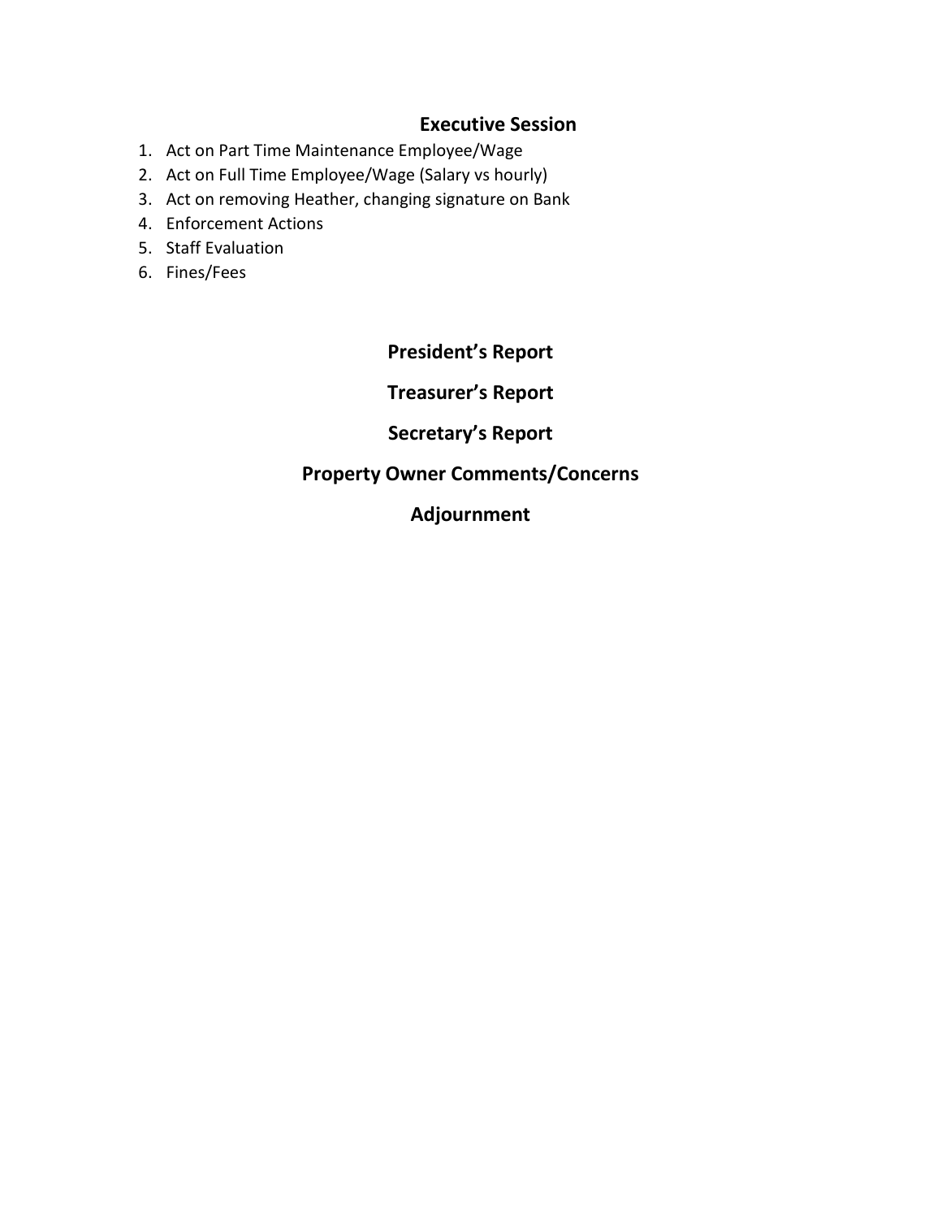## Executive Session

1. Act on Part Time Maintenance Employee/Wage
2. Act on Full Time Employee/Wage (Salary vs hourly)
3. Act on removing Heather, changing signature on Bank
4. Enforcement Actions
5. Staff Evaluation
6. Fines/Fees

## President's Report

## Treasurer's Report

## Secretary's Report

## Property Owner Comments/Concerns

## Adjournment